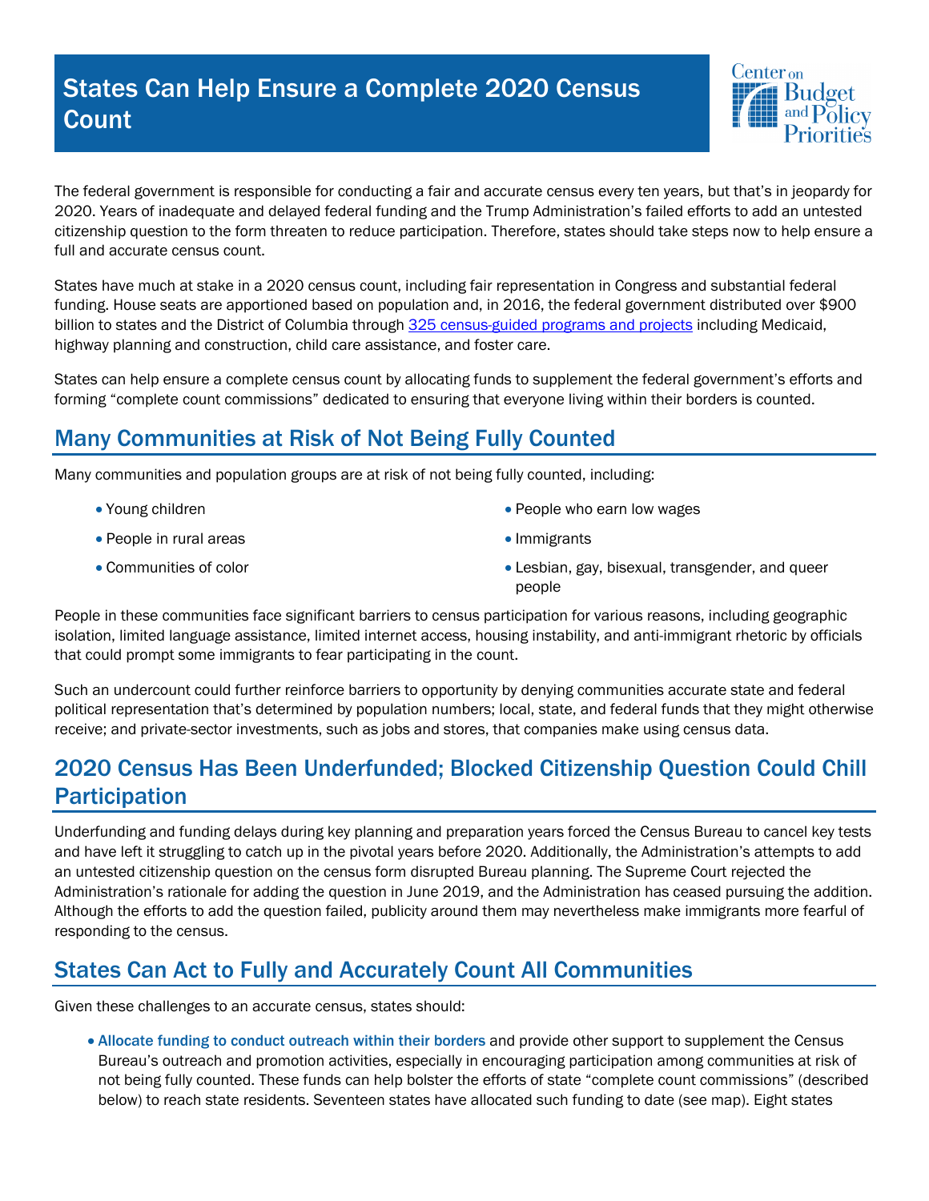# States Can Help Ensure a Complete 2020 Census Count

Center on Budget and Policy Priorities

The federal government is responsible for conducting a fair and accurate census every ten years, but that's in jeopardy for 2020. Years of inadequate and delayed federal funding and the Trump Administration's failed efforts to add an untested citizenship question to the form threaten to reduce participation. Therefore, states should take steps now to help ensure a full and accurate census count.

States have much at stake in a 2020 census count, including fair representation in Congress and substantial federal funding. House seats are apportioned based on population and, in 2016, the federal government distributed over $900 billion to states and the District of Columbia through 325 census-guided programs and projects including Medicaid, highway planning and construction, child care assistance, and foster care.

States can help ensure a complete census count by allocating funds to supplement the federal government's efforts and forming "complete count commissions" dedicated to ensuring that everyone living within their borders is counted.

## Many Communities at Risk of Not Being Fully Counted

Many communities and population groups are at risk of not being fully counted, including:

- Young children
- People in rural areas
- Communities of color
- People who earn low wages
- Immigrants
- Lesbian, gay, bisexual, transgender, and queer people

People in these communities face significant barriers to census participation for various reasons, including geographic isolation, limited language assistance, limited internet access, housing instability, and anti-immigrant rhetoric by officials that could prompt some immigrants to fear participating in the count.

Such an undercount could further reinforce barriers to opportunity by denying communities accurate state and federal political representation that's determined by population numbers; local, state, and federal funds that they might otherwise receive; and private-sector investments, such as jobs and stores, that companies make using census data.

## 2020 Census Has Been Underfunded; Blocked Citizenship Question Could Chill Participation

Underfunding and funding delays during key planning and preparation years forced the Census Bureau to cancel key tests and have left it struggling to catch up in the pivotal years before 2020. Additionally, the Administration's attempts to add an untested citizenship question on the census form disrupted Bureau planning. The Supreme Court rejected the Administration's rationale for adding the question in June 2019, and the Administration has ceased pursuing the addition. Although the efforts to add the question failed, publicity around them may nevertheless make immigrants more fearful of responding to the census.

## States Can Act to Fully and Accurately Count All Communities

Given these challenges to an accurate census, states should:

- **Allocate funding to conduct outreach within their borders** and provide other support to supplement the Census Bureau's outreach and promotion activities, especially in encouraging participation among communities at risk of not being fully counted. These funds can help bolster the efforts of state "complete count commissions" (described below) to reach state residents. Seventeen states have allocated such funding to date (see map). Eight states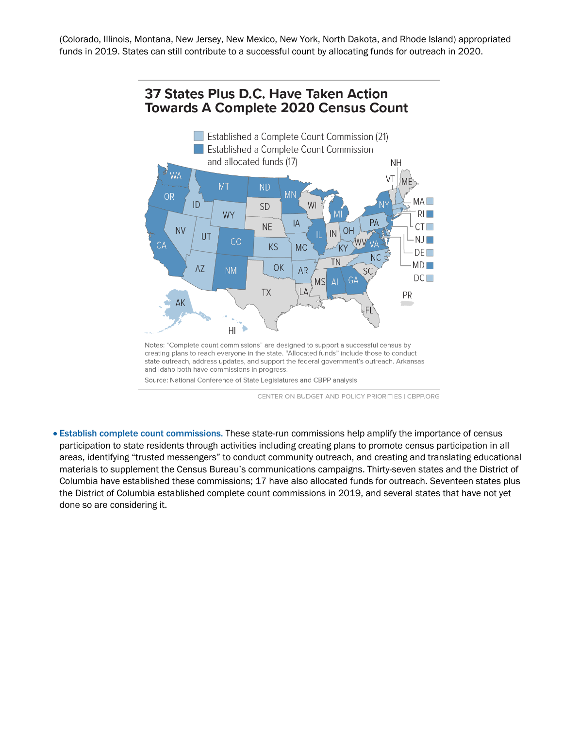(Colorado, Illinois, Montana, New Jersey, New Mexico, New York, North Dakota, and Rhode Island) appropriated funds in 2019. States can still contribute to a successful count by allocating funds for outreach in 2020.

**37 States Plus D.C. Have Taken Action Towards A Complete 2020 Census Count**

Established a Complete Count Commission (21)

Established a Complete Count Commission and allocated funds (17)

WA, OR, CA, NV, ID, MT, WY, UT, AZ, CO, NM, ND, SD, NE, KS, OK, TX, MN, IA, MO, AR, LA, WI, IL, MI, IN, OH, KY, TN, MS, AL, GA, FL, SC, NC, VA, WV, PA, NY, VT, NH, ME, MA, RI, CT, NJ, DE, MD, DC, AK, HI, PR

Notes: "Complete count commissions" are designed to support a successful census by creating plans to reach everyone in the state. "Allocated funds" include those to conduct state outreach, address updates, and support the federal government's outreach. Arkansas and Idaho both have commissions in progress.

Source: National Conference of State Legislatures and CBPP analysis

CENTER ON BUDGET AND POLICY PRIORITIES | CBPP.ORG

- **Establish complete count commissions.** These state-run commissions help amplify the importance of census participation to state residents through activities including creating plans to promote census participation in all areas, identifying "trusted messengers" to conduct community outreach, and creating and translating educational materials to supplement the Census Bureau's communications campaigns. Thirty-seven states and the District of Columbia have established these commissions; 17 have also allocated funds for outreach. Seventeen states plus the District of Columbia established complete count commissions in 2019, and several states that have not yet done so are considering it.